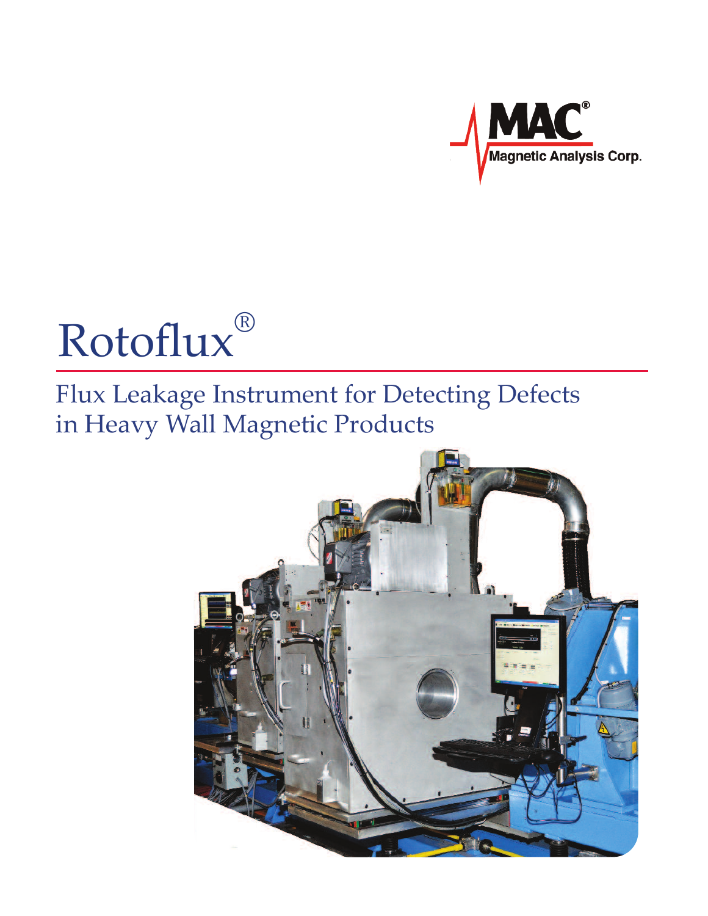MAC®
Magnetic Analysis Corp.

# Rotoflux®

## Flux Leakage Instrument for Detecting Defects in Heavy Wall Magnetic Products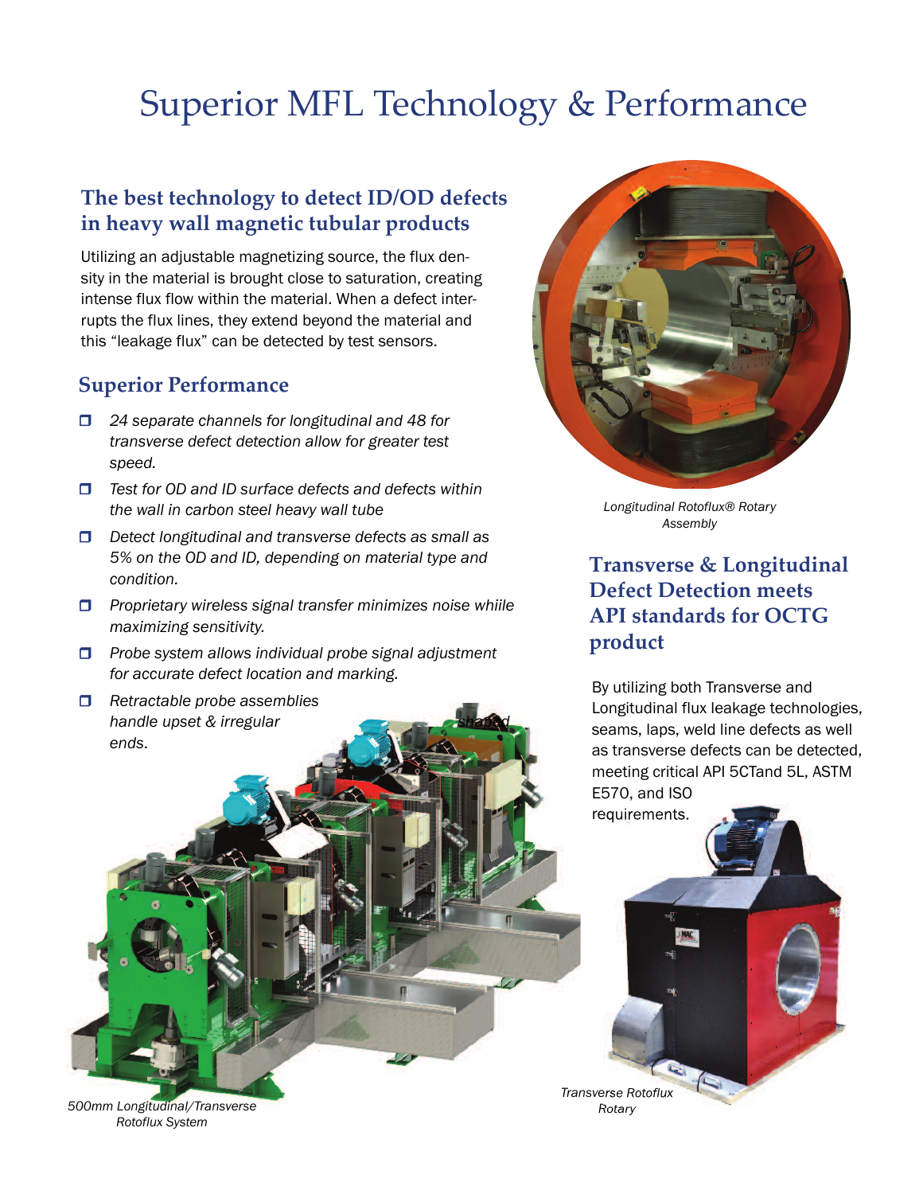# Superior MFL Technology & Performance

## The best technology to detect ID/OD defects in heavy wall magnetic tubular products

Utilizing an adjustable magnetizing source, the flux density in the material is brought close to saturation, creating intense flux flow within the material. When a defect interrupts the flux lines, they extend beyond the material and this "leakage flux" can be detected by test sensors.

## Superior Performance

- *24 separate channels for longitudinal and 48 for transverse defect detection allow for greater test speed.*
- *Test for OD and ID surface defects and defects within the wall in carbon steel heavy wall tube*
- *Detect longitudinal and transverse defects as small as 5% on the OD and ID, depending on material type and condition.*
- *Proprietary wireless signal transfer minimizes noise whiile maximizing sensitivity.*
- *Probe system allows individual probe signal adjustment for accurate defect location and marking.*
- *Retractable probe assemblies handle upset & irregular shaped ends.*

*500mm Longitudinal/Transverse Rotoflux System*

*Longitudinal Rotoflux® Rotary Assembly*

## Transverse & Longitudinal Defect Detection meets API standards for OCTG product

By utilizing both Transverse and Longitudinal flux leakage technologies, seams, laps, weld line defects as well as transverse defects can be detected, meeting critical API 5CTand 5L, ASTM E570, and ISO requirements.

*Transverse Rotoflux Rotary*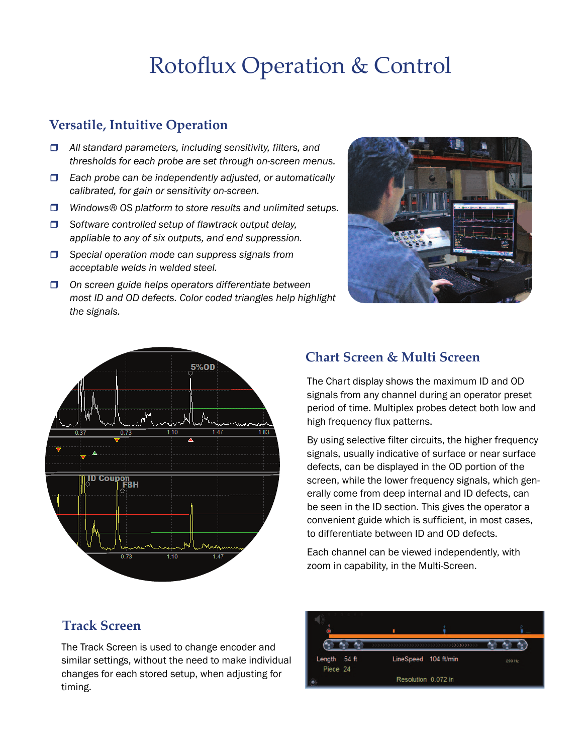# Rotoflux Operation & Control

## Versatile, Intuitive Operation

- *All standard parameters, including sensitivity, filters, and thresholds for each probe are set through on-screen menus.*
- *Each probe can be independently adjusted, or automatically calibrated, for gain or sensitivity on-screen.*
- *Windows® OS platform to store results and unlimited setups.*
- *Software controlled setup of flawtrack output delay, appliable to any of six outputs, and end suppression.*
- *Special operation mode can suppress signals from acceptable welds in welded steel.*
- *On screen guide helps operators differentiate between most ID and OD defects. Color coded triangles help highlight the signals.*

## Chart Screen & Multi Screen

The Chart display shows the maximum ID and OD signals from any channel during an operator preset period of time. Multiplex probes detect both low and high frequency flux patterns.

By using selective filter circuits, the higher frequency signals, usually indicative of surface or near surface defects, can be displayed in the OD portion of the screen, while the lower frequency signals, which generally come from deep internal and ID defects, can be seen in the ID section. This gives the operator a convenient guide which is sufficient, in most cases, to differentiate between ID and OD defects.

Each channel can be viewed independently, with zoom in capability, in the Multi-Screen.

## Track Screen

The Track Screen is used to change encoder and similar settings, without the need to make individual changes for each stored setup, when adjusting for timing.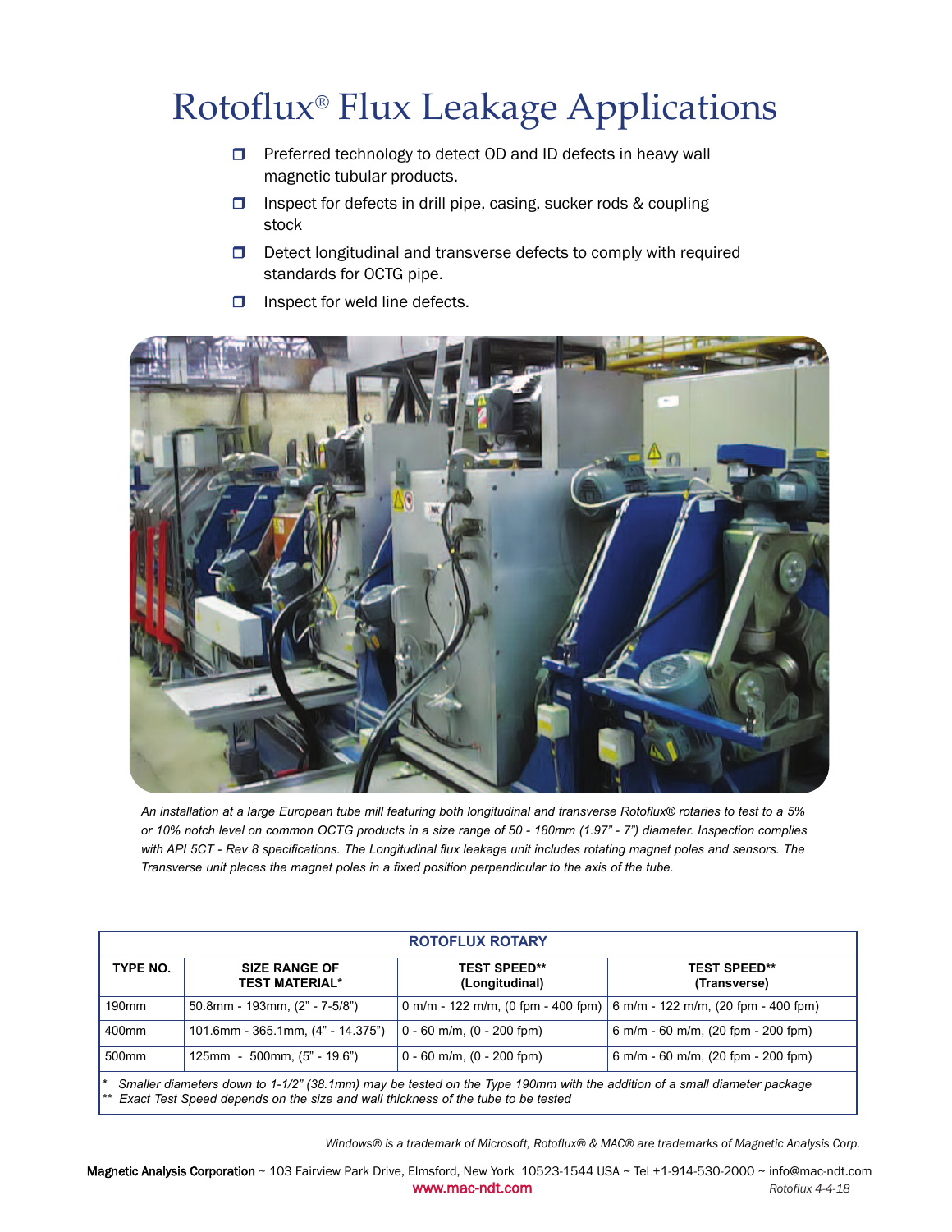# Rotoflux® Flux Leakage Applications

- Preferred technology to detect OD and ID defects in heavy wall magnetic tubular products.
- Inspect for defects in drill pipe, casing, sucker rods & coupling stock
- Detect longitudinal and transverse defects to comply with required standards for OCTG pipe.
- Inspect for weld line defects.

*An installation at a large European tube mill featuring both longitudinal and transverse Rotoflux® rotaries to test to a 5% or 10% notch level on common OCTG products in a size range of 50 - 180mm (1.97" - 7") diameter. Inspection complies with API 5CT - Rev 8 specifications. The Longitudinal flux leakage unit includes rotating magnet poles and sensors. The Transverse unit places the magnet poles in a fixed position perpendicular to the axis of the tube.*

| ROTOFLUX ROTARY | | | |
|---|---|---|---|
| **TYPE NO.** | **SIZE RANGE OF TEST MATERIAL*** | **TEST SPEED** (Longitudinal)** | **TEST SPEED** (Transverse)** |
| 190mm | 50.8mm - 193mm, (2" - 7-5/8") | 0 m/m - 122 m/m, (0 fpm - 400 fpm) | 6 m/m - 122 m/m, (20 fpm - 400 fpm) |
| 400mm | 101.6mm - 365.1mm, (4" - 14.375") | 0 - 60 m/m, (0 - 200 fpm) | 6 m/m - 60 m/m, (20 fpm - 200 fpm) |
| 500mm | 125mm - 500mm, (5" - 19.6") | 0 - 60 m/m, (0 - 200 fpm) | 6 m/m - 60 m/m, (20 fpm - 200 fpm) |

\* *Smaller diameters down to 1-1/2" (38.1mm) may be tested on the Type 190mm with the addition of a small diameter package*
\*\* *Exact Test Speed depends on the size and wall thickness of the tube to be tested*

*Windows® is a trademark of Microsoft, Rotoflux® & MAC® are trademarks of Magnetic Analysis Corp.*

**Magnetic Analysis Corporation** ~ 103 Fairview Park Drive, Elmsford, New York 10523-1544 USA ~ Tel +1-914-530-2000 ~ info@mac-ndt.com
www.mac-ndt.com

*Rotoflux 4-4-18*